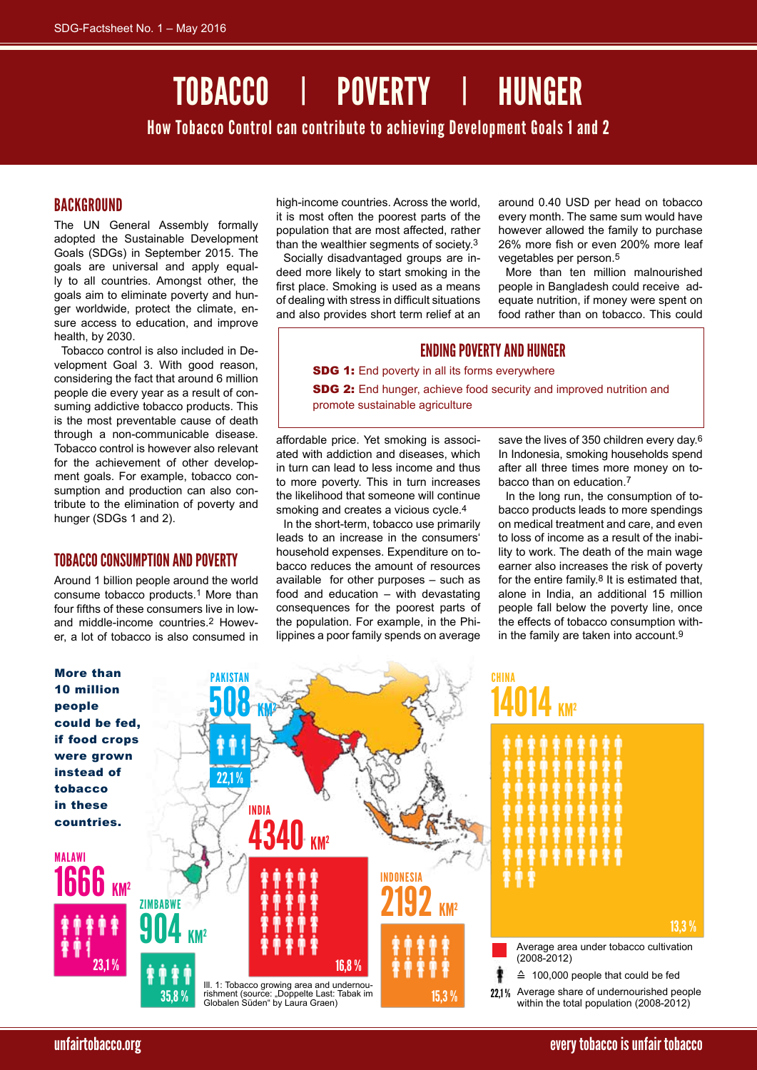# TOBACCO | POVERTY | HUNGER

## How Tobacco Control can contribute to achieving Development Goals 1 and 2

## BACKGROUND

The UN General Assembly formally adopted the Sustainable Development Goals (SDGs) in September 2015. The goals are universal and apply equally to all countries. Amongst other, the goals aim to eliminate poverty and hunger worldwide, protect the climate, ensure access to education, and improve health, by 2030.

Tobacco control is also included in Development Goal 3. With good reason, considering the fact that around 6 million people die every year as a result of consuming addictive tobacco products. This is the most preventable cause of death through a non-communicable disease. Tobacco control is however also relevant for the achievement of other development goals. For example, tobacco consumption and production can also contribute to the elimination of poverty and hunger (SDGs 1 and 2).

## TOBACCO CONSUMPTION AND POVERTY

Around 1 billion people around the world consume tobacco products.[1] More than four fifths of these consumers live in low- and middle-income countries.[2] However, a lot of tobacco is also consumed in high-income countries. Across the world, it is most often the poorest parts of the population that are most affected, rather than the wealthier segments of society.[3]

Socially disadvantaged groups are indeed more likely to start smoking in the first place. Smoking is used as a means of dealing with stress in difficult situations and also provides short term relief at an affordable price. Yet smoking is associated with addiction and diseases, which in turn can lead to less income and thus to more poverty. This in turn increases the likelihood that someone will continue smoking and creates a vicious cycle.[4]

In the short-term, tobacco use primarily leads to an increase in the consumers' household expenses. Expenditure on tobacco reduces the amount of resources available for other purposes – such as food and education – with devastating consequences for the poorest parts of the population. For example, in the Philippines a poor family spends on average around 0.40 USD per head on tobacco every month. The same sum would have however allowed the family to purchase 26% more fish or even 200% more leaf vegetables per person.[5]

More than ten million malnourished people in Bangladesh could receive adequate nutrition, if money were spent on food rather than on tobacco. This could save the lives of 350 children every day.[6] In Indonesia, smoking households spend after all three times more money on tobacco than on education.[7]

In the long run, the consumption of tobacco products leads to more spendings on medical treatment and care, and even to loss of income as a result of the inability to work. The death of the main wage earner also increases the risk of poverty for the entire family.[8] It is estimated that, alone in India, an additional 15 million people fall below the poverty line, once the effects of tobacco consumption within the family are taken into account.[9]

> ### ENDING POVERTY AND HUNGER
>
> **SDG 1:** End poverty in all its forms everywhere
>
> **SDG 2:** End hunger, achieve food security and improved nutrition and promote sustainable agriculture

**More than 10 million people could be fed, if food crops were grown instead of tobacco in these countries.**

| Country | Average area under tobacco cultivation (2008-2012) | Average share of undernourished people within the total population (2008-2012) |
| --- | --- | --- |
| Pakistan | 508 KM² | 22,1 % |
| India | 4340 KM² | 16,8 % |
| Indonesia | 2192 KM² | 15,3 % |
| China | 14014 KM² | 13,3 % |
| Malawi | 1666 KM² | 23,1 % |
| Zimbabwe | 904 KM² | 35,8 % |

Person icon ≙ 100,000 people that could be fed

Ill. 1: Tobacco growing area and undernourishment (source: „Doppelte Last: Tabak im Globalen Süden" by Laura Graen)

unfairtobacco.org

every tobacco is unfair tobacco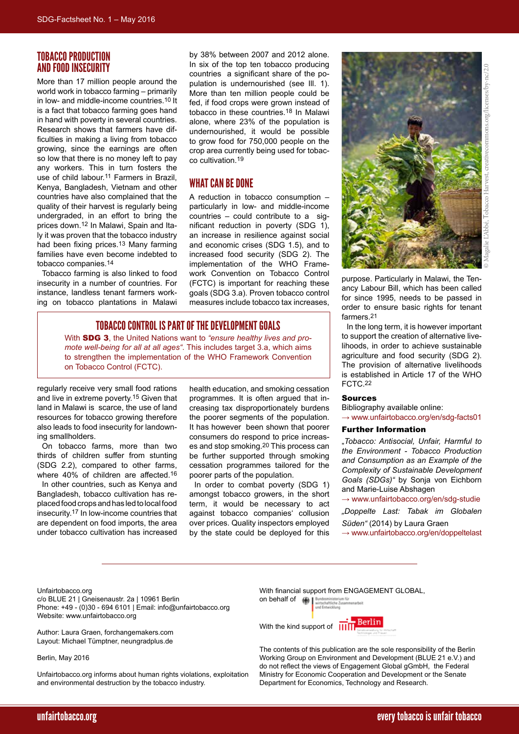## TOBACCO PRODUCTION AND FOOD INSECURITY

More than 17 million people around the world work in tobacco farming – primarily in low- and middle-income countries.[10] It is a fact that tobacco farming goes hand in hand with poverty in several countries. Research shows that farmers have difficulties in making a living from tobacco growing, since the earnings are often so low that there is no money left to pay any workers. This in turn fosters the use of child labour.[11] Farmers in Brazil, Kenya, Bangladesh, Vietnam and other countries have also complained that the quality of their harvest is regularly being undergraded, in an effort to bring the prices down.[12] In Malawi, Spain and Italy it was proven that the tobacco industry had been fixing prices.[13] Many farming families have even become indebted to tobacco companies.[14]

Tobacco farming is also linked to food insecurity in a number of countries. For instance, landless tenant farmers working on tobacco plantations in Malawi regularly receive very small food rations and live in extreme poverty.[15] Given that land in Malawi is scarce, the use of land resources for tobacco growing therefore also leads to food insecurity for landowning smallholders.

On tobacco farms, more than two thirds of children suffer from stunting (SDG 2.2), compared to other farms, where 40% of children are affected.[16]

In other countries, such as Kenya and Bangladesh, tobacco cultivation has replaced food crops and has led to local food insecurity.[17] In low-income countries that are dependent on food imports, the area under tobacco cultivation has increased by 38% between 2007 and 2012 alone. In six of the top ten tobacco producing countries a significant share of the population is undernourished (see Ill. 1). More than ten million people could be fed, if food crops were grown instead of tobacco in these countries.[18] In Malawi alone, where 23% of the population is undernourished, it would be possible to grow food for 750,000 people on the crop area currently being used for tobacco cultivation.[19]

## WHAT CAN BE DONE

A reduction in tobacco consumption – particularly in low- and middle-income countries – could contribute to a significant reduction in poverty (SDG 1), an increase in resilience against social and economic crises (SDG 1.5), and to increased food security (SDG 2). The implementation of the WHO Framework Convention on Tobacco Control (FCTC) is important for reaching these goals (SDG 3.a). Proven tobacco control measures include tobacco tax increases, health education, and smoking cessation programmes. It is often argued that increasing tax disproportionately burdens the poorer segments of the population. It has however been shown that poorer consumers do respond to price increases and stop smoking.[20] This process can be further supported through smoking cessation programmes tailored for the poorer parts of the population.

In order to combat poverty (SDG 1) amongst tobacco growers, in the short term, it would be necessary to act against tobacco companies' collusion over prices. Quality inspectors employed by the state could be deployed for this purpose. Particularly in Malawi, the Tenancy Labour Bill, which has been called for since 1995, needs to be passed in order to ensure basic rights for tenant farmers.[21]

In the long term, it is however important to support the creation of alternative livelihoods, in order to achieve sustainable agriculture and food security (SDG 2). The provision of alternative livelihoods is established in Article 17 of the WHO FCTC.[22]

## TOBACCO CONTROL IS PART OF THE DEVELOPMENT GOALS

With **SDG 3**, the United Nations want to *"ensure healthy lives and promote well-being for all at all ages"*. This includes target 3.a, which aims to strengthen the implementation of the WHO Framework Convention on Tobacco Control (FCTC).

© Magalie L'Abbé, Tobacco Harvest, creativecommons.org/licenses/by-nc/2.0

### Sources

Bibliography available online:
→ www.unfairtobacco.org/en/sdg-facts01

### Further Information

*„Tobacco: Antisocial, Unfair, Harmful to the Environment - Tobacco Production and Consumption as an Example of the Complexity of Sustainable Development Goals (SDGs)"* by Sonja von Eichborn and Marie-Luise Abshagen
→ www.unfairtobacco.org/en/sdg-studie

*„Doppelte Last: Tabak im Globalen Süden"* (2014) by Laura Graen
→ www.unfairtobacco.org/en/doppeltelast

---

Unfairtobacco.org
c/o BLUE 21 | Gneisenaustr. 2a | 10961 Berlin
Phone: +49 - (0)30 - 694 6101 | Email: info@unfairtobacco.org
Website: www.unfairtobacco.org

Author: Laura Graen, forchangemakers.com
Layout: Michael Tümptner, neungradplus.de

Berlin, May 2016

Unfairtobacco.org informs about human rights violations, exploitation and environmental destruction by the tobacco industry.

With financial support from ENGAGEMENT GLOBAL, on behalf of Bundesministerium für wirtschaftliche Zusammenarbeit und Entwicklung

With the kind support of Berlin Senatsverwaltung für Wirtschaft, Technologie und Frauen

The contents of this publication are the sole responsibility of the Berlin Working Group on Environment and Development (BLUE 21 e.V.) and do not reflect the views of Engagement Global gGmbH, the Federal Ministry for Economic Cooperation and Development or the Senate Department for Economics, Technology and Research.

unfairtobacco.org — every tobacco is unfair tobacco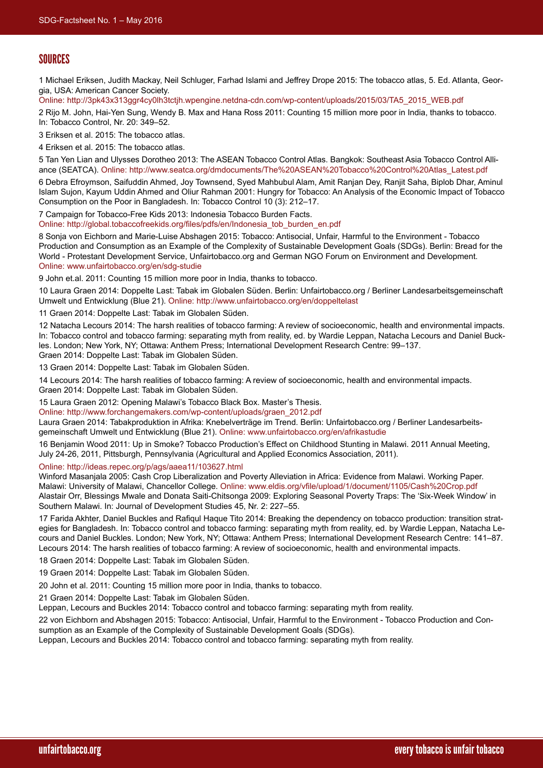## SOURCES

1 Michael Eriksen, Judith Mackay, Neil Schluger, Farhad Islami and Jeffrey Drope 2015: The tobacco atlas, 5. Ed. Atlanta, Georgia, USA: American Cancer Society.
Online: http://3pk43x313ggr4cy0lh3tctjh.wpengine.netdna-cdn.com/wp-content/uploads/2015/03/TA5_2015_WEB.pdf

2 Rijo M. John, Hai-Yen Sung, Wendy B. Max and Hana Ross 2011: Counting 15 million more poor in India, thanks to tobacco. In: Tobacco Control, Nr. 20: 349–52.

3 Eriksen et al. 2015: The tobacco atlas.

4 Eriksen et al. 2015: The tobacco atlas.

5 Tan Yen Lian and Ulysses Dorotheo 2013: The ASEAN Tobacco Control Atlas. Bangkok: Southeast Asia Tobacco Control Alliance (SEATCA). Online: http://www.seatca.org/dmdocuments/The%20ASEAN%20Tobacco%20Control%20Atlas_Latest.pdf

6 Debra Efroymson, Saifuddin Ahmed, Joy Townsend, Syed Mahbubul Alam, Amit Ranjan Dey, Ranjit Saha, Biplob Dhar, Aminul Islam Sujon, Kayum Uddin Ahmed and Oliur Rahman 2001: Hungry for Tobacco: An Analysis of the Economic Impact of Tobacco Consumption on the Poor in Bangladesh. In: Tobacco Control 10 (3): 212–17.

7 Campaign for Tobacco-Free Kids 2013: Indonesia Tobacco Burden Facts.
Online: http://global.tobaccofreekids.org/files/pdfs/en/Indonesia_tob_burden_en.pdf

8 Sonja von Eichborn and Marie-Luise Abshagen 2015: Tobacco: Antisocial, Unfair, Harmful to the Environment - Tobacco Production and Consumption as an Example of the Complexity of Sustainable Development Goals (SDGs). Berlin: Bread for the World - Protestant Development Service, Unfairtobacco.org and German NGO Forum on Environment and Development.
Online: www.unfairtobacco.org/en/sdg-studie

9 John et.al. 2011: Counting 15 million more poor in India, thanks to tobacco.

10 Laura Graen 2014: Doppelte Last: Tabak im Globalen Süden. Berlin: Unfairtobacco.org / Berliner Landesarbeitsgemeinschaft Umwelt und Entwicklung (Blue 21). Online: http://www.unfairtobacco.org/en/doppeltelast

11 Graen 2014: Doppelte Last: Tabak im Globalen Süden.

12 Natacha Lecours 2014: The harsh realities of tobacco farming: A review of socioeconomic, health and environmental impacts. In: Tobacco control and tobacco farming: separating myth from reality, ed. by Wardie Leppan, Natacha Lecours and Daniel Buckles. London; New York, NY; Ottawa: Anthem Press; International Development Research Centre: 99–137.
Graen 2014: Doppelte Last: Tabak im Globalen Süden.

13 Graen 2014: Doppelte Last: Tabak im Globalen Süden.

14 Lecours 2014: The harsh realities of tobacco farming: A review of socioeconomic, health and environmental impacts.
Graen 2014: Doppelte Last: Tabak im Globalen Süden.

15 Laura Graen 2012: Opening Malawi's Tobacco Black Box. Master's Thesis.
Online: http://www.forchangemakers.com/wp-content/uploads/graen_2012.pdf
Laura Graen 2014: Tabakproduktion in Afrika: Knebelverträge im Trend. Berlin: Unfairtobacco.org / Berliner Landesarbeitsgemeinschaft Umwelt und Entwicklung (Blue 21). Online: www.unfairtobacco.org/en/afrikastudie

16 Benjamin Wood 2011: Up in Smoke? Tobacco Production's Effect on Childhood Stunting in Malawi. 2011 Annual Meeting, July 24-26, 2011, Pittsburgh, Pennsylvania (Agricultural and Applied Economics Association, 2011).
Online: http://ideas.repec.org/p/ags/aaea11/103627.html
Winford Masanjala 2005: Cash Crop Liberalization and Poverty Alleviation in Africa: Evidence from Malawi. Working Paper. Malawi: University of Malawi, Chancellor College. Online: www.eldis.org/vfile/upload/1/document/1105/Cash%20Crop.pdf
Alastair Orr, Blessings Mwale and Donata Saiti-Chitsonga 2009: Exploring Seasonal Poverty Traps: The 'Six-Week Window' in Southern Malawi. In: Journal of Development Studies 45, Nr. 2: 227–55.

17 Farida Akhter, Daniel Buckles and Rafiqul Haque Tito 2014: Breaking the dependency on tobacco production: transition strategies for Bangladesh. In: Tobacco control and tobacco farming: separating myth from reality, ed. by Wardie Leppan, Natacha Lecours and Daniel Buckles. London; New York, NY; Ottawa: Anthem Press; International Development Research Centre: 141–87.
Lecours 2014: The harsh realities of tobacco farming: A review of socioeconomic, health and environmental impacts.

18 Graen 2014: Doppelte Last: Tabak im Globalen Süden.

19 Graen 2014: Doppelte Last: Tabak im Globalen Süden.

20 John et al. 2011: Counting 15 million more poor in India, thanks to tobacco.

21 Graen 2014: Doppelte Last: Tabak im Globalen Süden.
Leppan, Lecours and Buckles 2014: Tobacco control and tobacco farming: separating myth from reality.

22 von Eichborn and Abshagen 2015: Tobacco: Antisocial, Unfair, Harmful to the Environment - Tobacco Production and Consumption as an Example of the Complexity of Sustainable Development Goals (SDGs).
Leppan, Lecours and Buckles 2014: Tobacco control and tobacco farming: separating myth from reality.